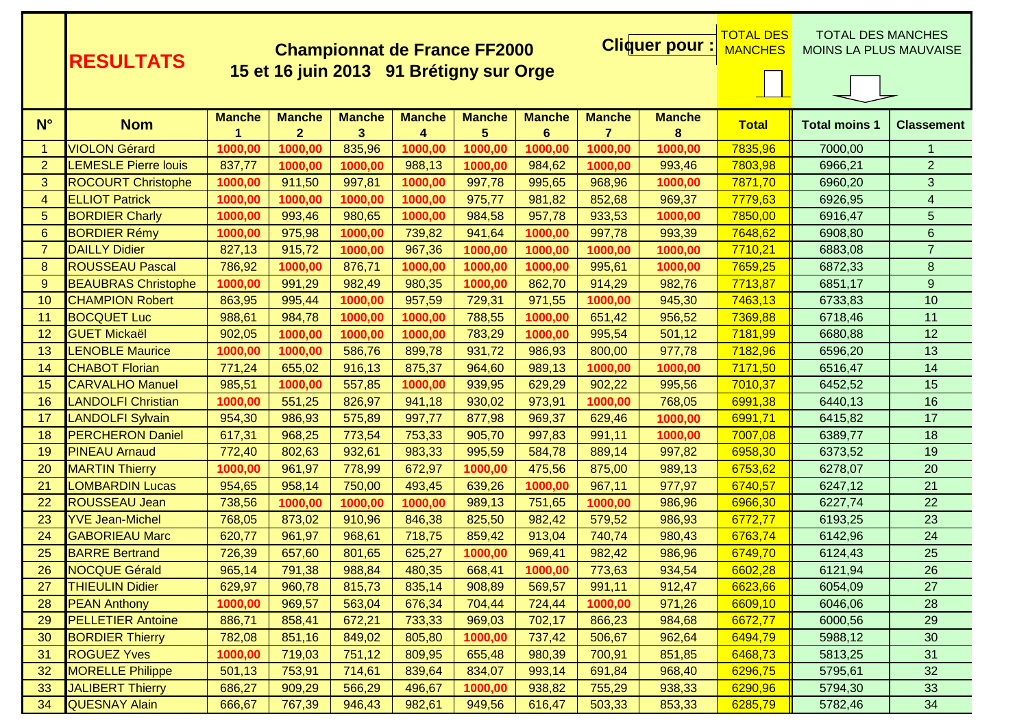# RESULTATS

## Championnat de France FF2000
## 15 et 16 juin 2013 91 Brétigny sur Orge

Cliquer pour : TOTAL DES MANCHES | TOTAL DES MANCHES MOINS LA PLUS MAUVAISE

| N° | Nom | Manche 1 | Manche 2 | Manche 3 | Manche 4 | Manche 5 | Manche 6 | Manche 7 | Manche 8 | Total | Total moins 1 | Classement |
|---|---|---|---|---|---|---|---|---|---|---|---|---|
| 1 | VIOLON Gérard | **1000,00** | **1000,00** | 835,96 | **1000,00** | **1000,00** | **1000,00** | **1000,00** | **1000,00** | 7835,96 | 7000,00 | 1 |
| 2 | LEMESLE Pierre louis | 837,77 | **1000,00** | **1000,00** | 988,13 | **1000,00** | 984,62 | **1000,00** | 993,46 | 7803,98 | 6966,21 | 2 |
| 3 | ROCOURT Christophe | **1000,00** | 911,50 | 997,81 | **1000,00** | 997,78 | 995,65 | 968,96 | **1000,00** | 7871,70 | 6960,20 | 3 |
| 4 | ELLIOT Patrick | **1000,00** | **1000,00** | **1000,00** | **1000,00** | 975,77 | 981,82 | 852,68 | 969,37 | 7779,63 | 6926,95 | 4 |
| 5 | BORDIER Charly | **1000,00** | 993,46 | 980,65 | **1000,00** | 984,58 | 957,78 | 933,53 | **1000,00** | 7850,00 | 6916,47 | 5 |
| 6 | BORDIER Rémy | **1000,00** | 975,98 | **1000,00** | 739,82 | 941,64 | **1000,00** | 997,78 | 993,39 | 7648,62 | 6908,80 | 6 |
| 7 | DAILLY Didier | 827,13 | 915,72 | **1000,00** | 967,36 | **1000,00** | **1000,00** | **1000,00** | **1000,00** | 7710,21 | 6883,08 | 7 |
| 8 | ROUSSEAU Pascal | 786,92 | **1000,00** | 876,71 | **1000,00** | **1000,00** | **1000,00** | 995,61 | **1000,00** | 7659,25 | 6872,33 | 8 |
| 9 | BEAUBRAS Christophe | **1000,00** | 991,29 | 982,49 | 980,35 | **1000,00** | 862,70 | 914,29 | 982,76 | 7713,87 | 6851,17 | 9 |
| 10 | CHAMPION Robert | 863,95 | 995,44 | **1000,00** | 957,59 | 729,31 | 971,55 | **1000,00** | 945,30 | 7463,13 | 6733,83 | 10 |
| 11 | BOCQUET Luc | 988,61 | 984,78 | **1000,00** | **1000,00** | 788,55 | **1000,00** | 651,42 | 956,52 | 7369,88 | 6718,46 | 11 |
| 12 | GUET Mickaël | 902,05 | **1000,00** | **1000,00** | **1000,00** | 783,29 | **1000,00** | 995,54 | 501,12 | 7181,99 | 6680,88 | 12 |
| 13 | LENOBLE Maurice | **1000,00** | **1000,00** | 586,76 | 899,78 | 931,72 | 986,93 | 800,00 | 977,78 | 7182,96 | 6596,20 | 13 |
| 14 | CHABOT Florian | 771,24 | 655,02 | 916,13 | 875,37 | 964,60 | 989,13 | **1000,00** | **1000,00** | 7171,50 | 6516,47 | 14 |
| 15 | CARVALHO Manuel | 985,51 | **1000,00** | 557,85 | **1000,00** | 939,95 | 629,29 | 902,22 | 995,56 | 7010,37 | 6452,52 | 15 |
| 16 | LANDOLFI Christian | **1000,00** | 551,25 | 826,97 | 941,18 | 930,02 | 973,91 | **1000,00** | 768,05 | 6991,38 | 6440,13 | 16 |
| 17 | LANDOLFI Sylvain | 954,30 | 986,93 | 575,89 | 997,77 | 877,98 | 969,37 | 629,46 | **1000,00** | 6991,71 | 6415,82 | 17 |
| 18 | PERCHERON Daniel | 617,31 | 968,25 | 773,54 | 753,33 | 905,70 | 997,83 | 991,11 | **1000,00** | 7007,08 | 6389,77 | 18 |
| 19 | PINEAU Arnaud | 772,40 | 802,63 | 932,61 | 983,33 | 995,59 | 584,78 | 889,14 | 997,82 | 6958,30 | 6373,52 | 19 |
| 20 | MARTIN Thierry | **1000,00** | 961,97 | 778,99 | 672,97 | **1000,00** | 475,56 | 875,00 | 989,13 | 6753,62 | 6278,07 | 20 |
| 21 | LOMBARDIN Lucas | 954,65 | 958,14 | 750,00 | 493,45 | 639,26 | **1000,00** | 967,11 | 977,97 | 6740,57 | 6247,12 | 21 |
| 22 | ROUSSEAU Jean | 738,56 | **1000,00** | **1000,00** | **1000,00** | 989,13 | 751,65 | **1000,00** | 986,96 | 6966,30 | 6227,74 | 22 |
| 23 | YVE Jean-Michel | 768,05 | 873,02 | 910,96 | 846,38 | 825,50 | 982,42 | 579,52 | 986,93 | 6772,77 | 6193,25 | 23 |
| 24 | GABORIEAU Marc | 620,77 | 961,97 | 968,61 | 718,75 | 859,42 | 913,04 | 740,74 | 980,43 | 6763,74 | 6142,96 | 24 |
| 25 | BARRE Bertrand | 726,39 | 657,60 | 801,65 | 625,27 | **1000,00** | 969,41 | 982,42 | 986,96 | 6749,70 | 6124,43 | 25 |
| 26 | NOCQUE Gérald | 965,14 | 791,38 | 988,84 | 480,35 | 668,41 | **1000,00** | 773,63 | 934,54 | 6602,28 | 6121,94 | 26 |
| 27 | THIEULIN Didier | 629,97 | 960,78 | 815,73 | 835,14 | 908,89 | 569,57 | 991,11 | 912,47 | 6623,66 | 6054,09 | 27 |
| 28 | PEAN Anthony | **1000,00** | 969,57 | 563,04 | 676,34 | 704,44 | 724,44 | **1000,00** | 971,26 | 6609,10 | 6046,06 | 28 |
| 29 | PELLETIER Antoine | 886,71 | 858,41 | 672,21 | 733,33 | 969,03 | 702,17 | 866,23 | 984,68 | 6672,77 | 6000,56 | 29 |
| 30 | BORDIER Thierry | 782,08 | 851,16 | 849,02 | 805,80 | **1000,00** | 737,42 | 506,67 | 962,64 | 6494,79 | 5988,12 | 30 |
| 31 | ROGUEZ Yves | **1000,00** | 719,03 | 751,12 | 809,95 | 655,48 | 980,39 | 700,91 | 851,85 | 6468,73 | 5813,25 | 31 |
| 32 | MORELLE Philippe | 501,13 | 753,91 | 714,61 | 839,64 | 834,07 | 993,14 | 691,84 | 968,40 | 6296,75 | 5795,61 | 32 |
| 33 | JALIBERT Thierry | 686,27 | 909,29 | 566,29 | 496,67 | **1000,00** | 938,82 | 755,29 | 938,33 | 6290,96 | 5794,30 | 33 |
| 34 | QUESNAY Alain | 666,67 | 767,39 | 946,43 | 982,61 | 949,56 | 616,47 | 503,33 | 853,33 | 6285,79 | 5782,46 | 34 |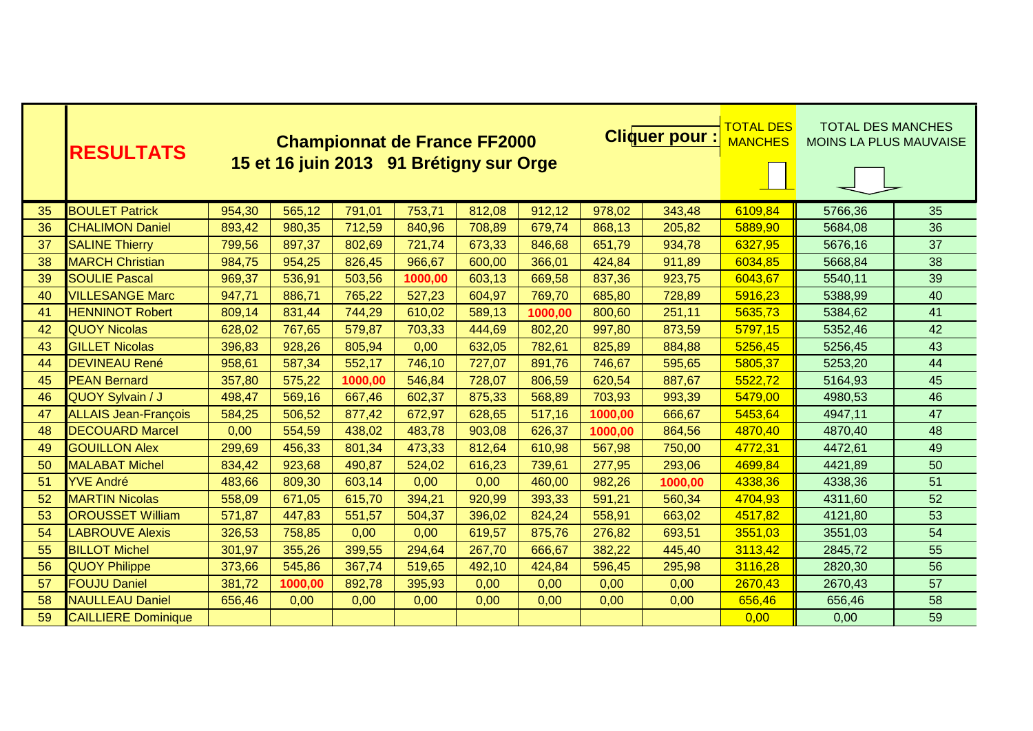| | **RESULTATS** | **Championnat de France FF2000** **15 et 16 juin 2013 91 Brétigny sur Orge** | | | | | | | Cliquer pour : | TOTAL DES MANCHES | TOTAL DES MANCHES MOINS LA PLUS MAUVAISE | |
|---|---|---|---|---|---|---|---|---|---|---|---|---|
| 35 | BOULET Patrick | 954,30 | 565,12 | 791,01 | 753,71 | 812,08 | 912,12 | 978,02 | 343,48 | 6109,84 | 5766,36 | 35 |
| 36 | CHALIMON Daniel | 893,42 | 980,35 | 712,59 | 840,96 | 708,89 | 679,74 | 868,13 | 205,82 | 5889,90 | 5684,08 | 36 |
| 37 | SALINE Thierry | 799,56 | 897,37 | 802,69 | 721,74 | 673,33 | 846,68 | 651,79 | 934,78 | 6327,95 | 5676,16 | 37 |
| 38 | MARCH Christian | 984,75 | 954,25 | 826,45 | 966,67 | 600,00 | 366,01 | 424,84 | 911,89 | 6034,85 | 5668,84 | 38 |
| 39 | SOULIE Pascal | 969,37 | 536,91 | 503,56 | **1000,00** | 603,13 | 669,58 | 837,36 | 923,75 | 6043,67 | 5540,11 | 39 |
| 40 | VILLESANGE Marc | 947,71 | 886,71 | 765,22 | 527,23 | 604,97 | 769,70 | 685,80 | 728,89 | 5916,23 | 5388,99 | 40 |
| 41 | HENNINOT Robert | 809,14 | 831,44 | 744,29 | 610,02 | 589,13 | **1000,00** | 800,60 | 251,11 | 5635,73 | 5384,62 | 41 |
| 42 | QUOY Nicolas | 628,02 | 767,65 | 579,87 | 703,33 | 444,69 | 802,20 | 997,80 | 873,59 | 5797,15 | 5352,46 | 42 |
| 43 | GILLET Nicolas | 396,83 | 928,26 | 805,94 | 0,00 | 632,05 | 782,61 | 825,89 | 884,88 | 5256,45 | 5256,45 | 43 |
| 44 | DEVINEAU René | 958,61 | 587,34 | 552,17 | 746,10 | 727,07 | 891,76 | 746,67 | 595,65 | 5805,37 | 5253,20 | 44 |
| 45 | PEAN Bernard | 357,80 | 575,22 | **1000,00** | 546,84 | 728,07 | 806,59 | 620,54 | 887,67 | 5522,72 | 5164,93 | 45 |
| 46 | QUOY Sylvain / J | 498,47 | 569,16 | 667,46 | 602,37 | 875,33 | 568,89 | 703,93 | 993,39 | 5479,00 | 4980,53 | 46 |
| 47 | ALLAIS Jean-François | 584,25 | 506,52 | 877,42 | 672,97 | 628,65 | 517,16 | **1000,00** | 666,67 | 5453,64 | 4947,11 | 47 |
| 48 | DECOUARD Marcel | 0,00 | 554,59 | 438,02 | 483,78 | 903,08 | 626,37 | **1000,00** | 864,56 | 4870,40 | 4870,40 | 48 |
| 49 | GOUILLON Alex | 299,69 | 456,33 | 801,34 | 473,33 | 812,64 | 610,98 | 567,98 | 750,00 | 4772,31 | 4472,61 | 49 |
| 50 | MALABAT Michel | 834,42 | 923,68 | 490,87 | 524,02 | 616,23 | 739,61 | 277,95 | 293,06 | 4699,84 | 4421,89 | 50 |
| 51 | YVE André | 483,66 | 809,30 | 603,14 | 0,00 | 0,00 | 460,00 | 982,26 | **1000,00** | 4338,36 | 4338,36 | 51 |
| 52 | MARTIN Nicolas | 558,09 | 671,05 | 615,70 | 394,21 | 920,99 | 393,33 | 591,21 | 560,34 | 4704,93 | 4311,60 | 52 |
| 53 | OROUSSET William | 571,87 | 447,83 | 551,57 | 504,37 | 396,02 | 824,24 | 558,91 | 663,02 | 4517,82 | 4121,80 | 53 |
| 54 | LABROUVE Alexis | 326,53 | 758,85 | 0,00 | 0,00 | 619,57 | 875,76 | 276,82 | 693,51 | 3551,03 | 3551,03 | 54 |
| 55 | BILLOT Michel | 301,97 | 355,26 | 399,55 | 294,64 | 267,70 | 666,67 | 382,22 | 445,40 | 3113,42 | 2845,72 | 55 |
| 56 | QUOY Philippe | 373,66 | 545,86 | 367,74 | 519,65 | 492,10 | 424,84 | 596,45 | 295,98 | 3116,28 | 2820,30 | 56 |
| 57 | FOUJU Daniel | 381,72 | **1000,00** | 892,78 | 395,93 | 0,00 | 0,00 | 0,00 | 0,00 | 2670,43 | 2670,43 | 57 |
| 58 | NAULLEAU Daniel | 656,46 | 0,00 | 0,00 | 0,00 | 0,00 | 0,00 | 0,00 | 0,00 | 656,46 | 656,46 | 58 |
| 59 | CAILLIERE Dominique | | | | | | | | | 0,00 | 0,00 | 59 |